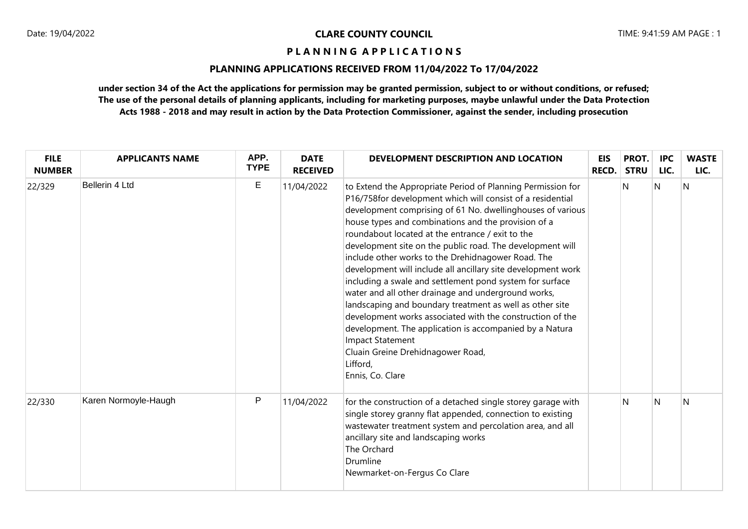**CLARE COUNTY COUNCIL**

# PLANNING APPLICATIONS

## PLANNING APPLICATIONS RECEIVED FROM 11/04/2022 To 17/04/2022

**under section 34 of the Act the applications for permission may be granted permission, subject to or without conditions, or refused; The use of the personal details of planning applicants, including for marketing purposes, maybe unlawful under the Data Protection Acts 1988 - 2018 and may result in action by the Data Protection Commissioner, against the sender, including prosecution**

| FILE NUMBER | APPLICANTS NAME | APP. TYPE | DATE RECEIVED | DEVELOPMENT DESCRIPTION AND LOCATION | EIS RECD. | PROT. STRU | IPC LIC. | WASTE LIC. |
|---|---|---|---|---|---|---|---|---|
| 22/329 | Bellerin 4 Ltd | E | 11/04/2022 | to Extend the Appropriate Period of Planning Permission for P16/758for development which will consist of a residential development comprising of 61 No. dwellinghouses of various house types and combinations and the provision of a roundabout located at the entrance / exit to the development site on the public road. The development will include other works to the Drehidnagower Road. The development will include all ancillary site development work including a swale and settlement pond system for surface water and all other drainage and underground works, landscaping and boundary treatment as well as other site development works associated with the construction of the development. The application is accompanied by a Natura Impact Statement<br>Cluain Greine Drehidnagower Road,<br>Lifford,<br>Ennis, Co. Clare | | N | N | N |
| 22/330 | Karen Normoyle-Haugh | P | 11/04/2022 | for the construction of a detached single storey garage with single storey granny flat appended, connection to existing wastewater treatment system and percolation area, and all ancillary site and landscaping works<br>The Orchard<br>Drumline<br>Newmarket-on-Fergus Co Clare | | N | N | N |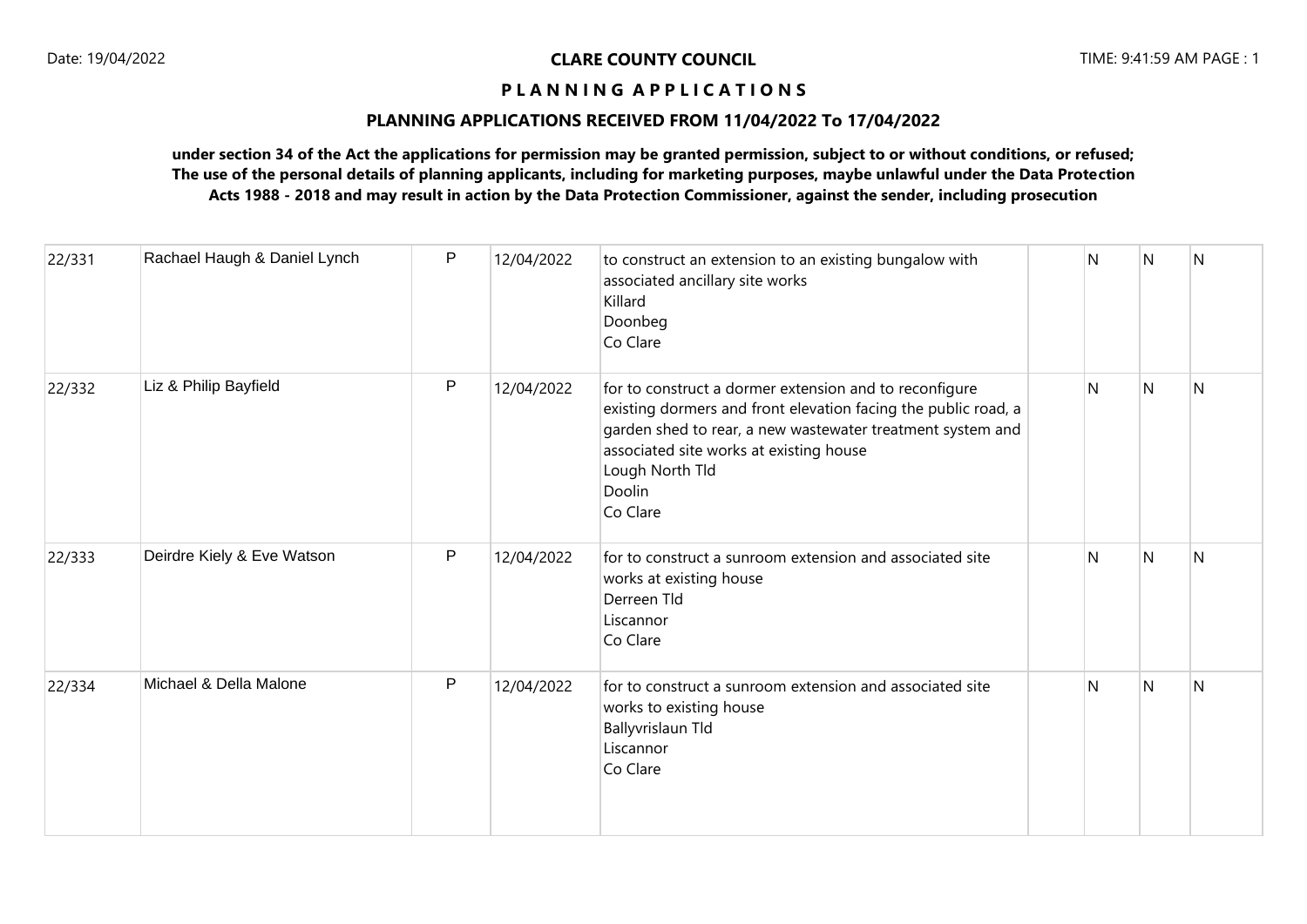# CLARE COUNTY COUNCIL

## P L A N N I N G A P P L I C A T I O N S

### PLANNING APPLICATIONS RECEIVED FROM 11/04/2022 To 17/04/2022

**under section 34 of the Act the applications for permission may be granted permission, subject to or without conditions, or refused; The use of the personal details of planning applicants, including for marketing purposes, maybe unlawful under the Data Protection Acts 1988 - 2018 and may result in action by the Data Protection Commissioner, against the sender, including prosecution**

| | | | | | | | | |
|---|---|---|---|---|---|---|---|---|
| 22/331 | Rachael Haugh & Daniel Lynch | P | 12/04/2022 | to construct an extension to an existing bungalow with associated ancillary site works<br>Killard<br>Doonbeg<br>Co Clare | | N | N | N |
| 22/332 | Liz & Philip Bayfield | P | 12/04/2022 | for to construct a dormer extension and to reconfigure existing dormers and front elevation facing the public road, a garden shed to rear, a new wastewater treatment system and associated site works at existing house<br>Lough North Tld<br>Doolin<br>Co Clare | | N | N | N |
| 22/333 | Deirdre Kiely & Eve Watson | P | 12/04/2022 | for to construct a sunroom extension and associated site works at existing house<br>Derreen Tld<br>Liscannor<br>Co Clare | | N | N | N |
| 22/334 | Michael & Della Malone | P | 12/04/2022 | for to construct a sunroom extension and associated site works to existing house<br>Ballyvrislaun Tld<br>Liscannor<br>Co Clare | | N | N | N |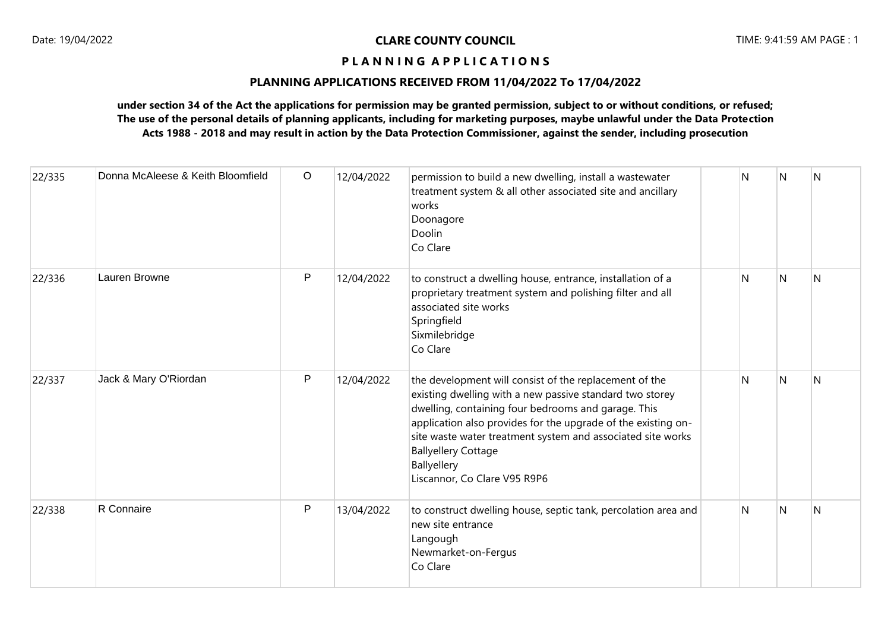**CLARE COUNTY COUNCIL**

**P L A N N I N G   A P P L I C A T I O N S**

**PLANNING APPLICATIONS RECEIVED FROM 11/04/2022 To 17/04/2022**

**under section 34 of the Act the applications for permission may be granted permission, subject to or without conditions, or refused; The use of the personal details of planning applicants, including for marketing purposes, maybe unlawful under the Data Protection Acts 1988 - 2018 and may result in action by the Data Protection Commissioner, against the sender, including prosecution**

| | | | | | | | | |
|---|---|---|---|---|---|---|---|---|
| 22/335 | Donna McAleese & Keith Bloomfield | O | 12/04/2022 | permission to build a new dwelling, install a wastewater treatment system & all other associated site and ancillary works<br>Doonagore<br>Doolin<br>Co Clare | | N | N | N |
| 22/336 | Lauren Browne | P | 12/04/2022 | to construct a dwelling house, entrance, installation of a proprietary treatment system and polishing filter and all associated site works<br>Springfield<br>Sixmilebridge<br>Co Clare | | N | N | N |
| 22/337 | Jack & Mary O'Riordan | P | 12/04/2022 | the development will consist of the replacement of the existing dwelling with a new passive standard two storey dwelling, containing four bedrooms and garage. This application also provides for the upgrade of the existing on-site waste water treatment system and associated site works<br>Ballyellery Cottage<br>Ballyellery<br>Liscannor, Co Clare V95 R9P6 | | N | N | N |
| 22/338 | R Connaire | P | 13/04/2022 | to construct dwelling house, septic tank, percolation area and new site entrance<br>Langough<br>Newmarket-on-Fergus<br>Co Clare | | N | N | N |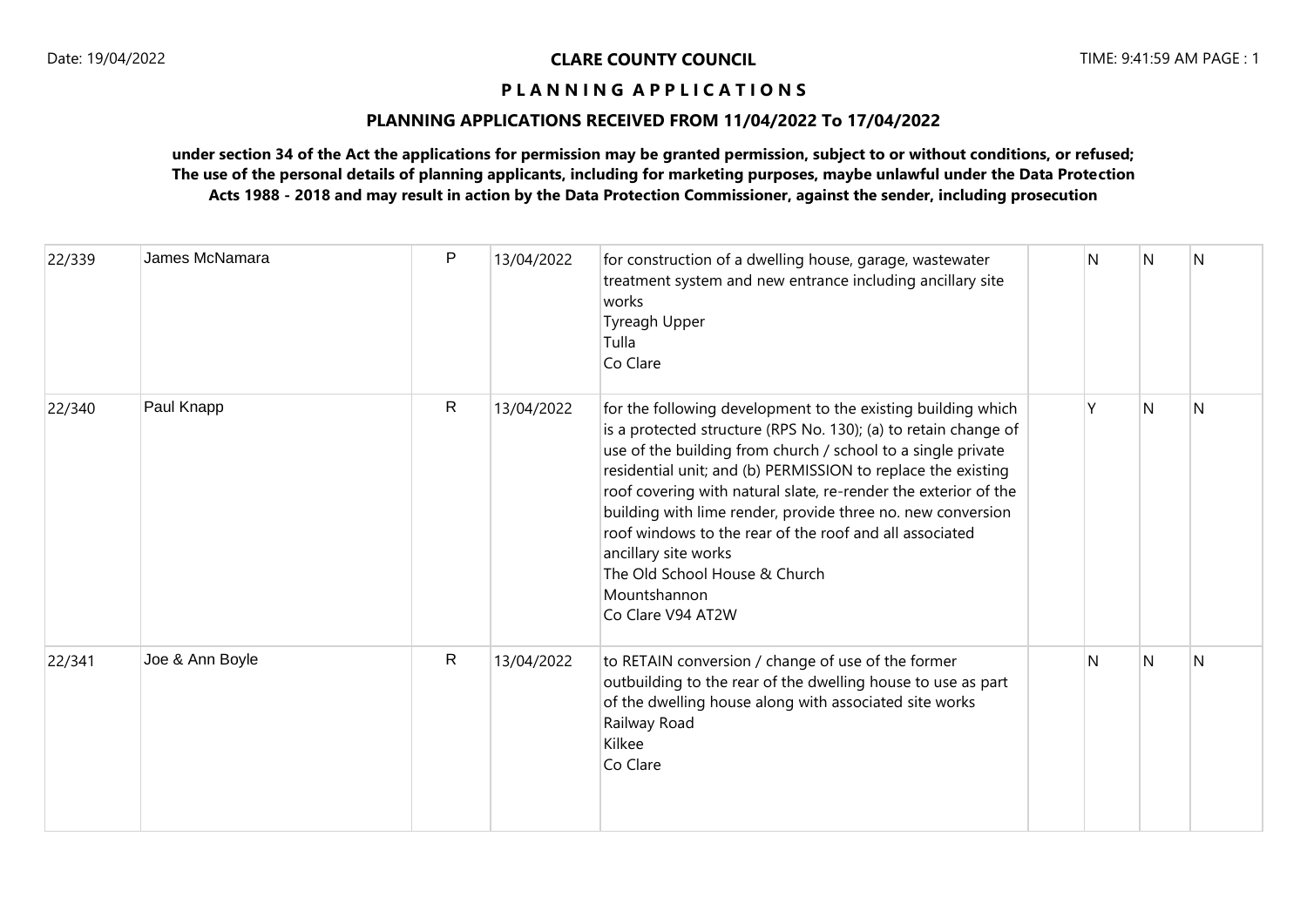**CLARE COUNTY COUNCIL**

**P L A N N I N G  A P P L I C A T I O N S**

**PLANNING APPLICATIONS RECEIVED FROM 11/04/2022 To 17/04/2022**

**under section 34 of the Act the applications for permission may be granted permission, subject to or without conditions, or refused; The use of the personal details of planning applicants, including for marketing purposes, maybe unlawful under the Data Protection Acts 1988 - 2018 and may result in action by the Data Protection Commissioner, against the sender, including prosecution**

| | | | | | | | | |
|---|---|---|---|---|---|---|---|---|
| 22/339 | James McNamara | P | 13/04/2022 | for construction of a dwelling house, garage, wastewater treatment system and new entrance including ancillary site works<br>Tyreagh Upper<br>Tulla<br>Co Clare | | N | N | N |
| 22/340 | Paul Knapp | R | 13/04/2022 | for the following development to the existing building which is a protected structure (RPS No. 130); (a) to retain change of use of the building from church / school to a single private residential unit; and (b) PERMISSION to replace the existing roof covering with natural slate, re-render the exterior of the building with lime render, provide three no. new conversion roof windows to the rear of the roof and all associated ancillary site works<br>The Old School House & Church<br>Mountshannon<br>Co Clare V94 AT2W | | Y | N | N |
| 22/341 | Joe & Ann Boyle | R | 13/04/2022 | to RETAIN conversion / change of use of the former outbuilding to the rear of the dwelling house to use as part of the dwelling house along with associated site works<br>Railway Road<br>Kilkee<br>Co Clare | | N | N | N |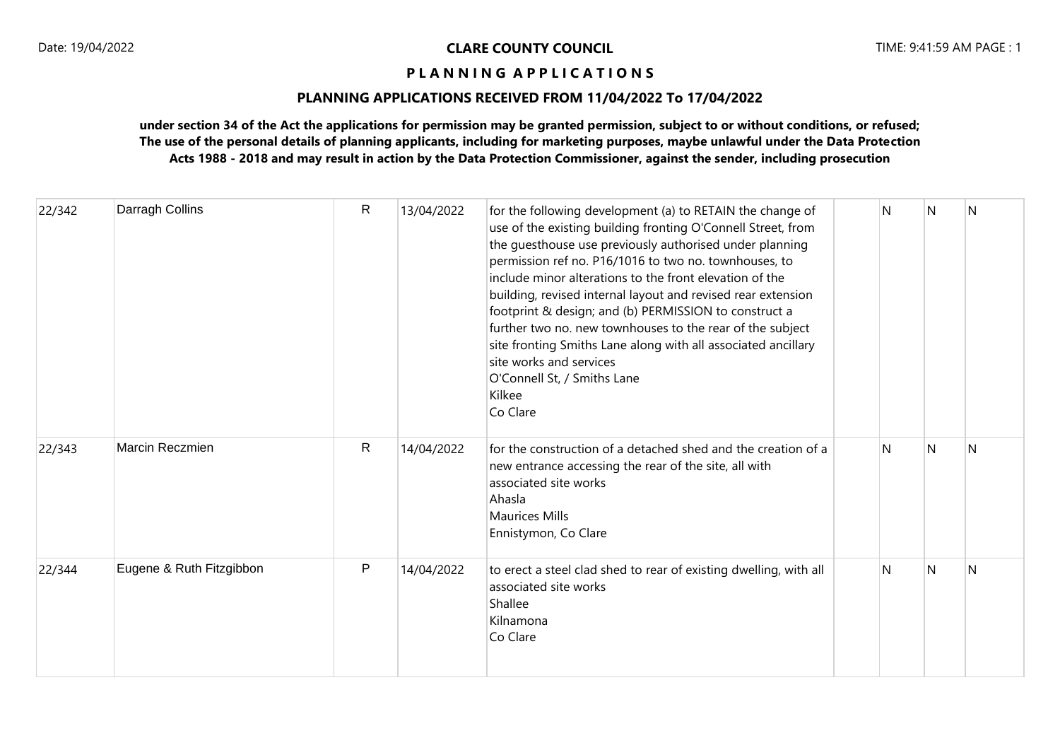**CLARE COUNTY COUNCIL**

**P L A N N I N G A P P L I C A T I O N S**

**PLANNING APPLICATIONS RECEIVED FROM 11/04/2022 To 17/04/2022**

**under section 34 of the Act the applications for permission may be granted permission, subject to or without conditions, or refused; The use of the personal details of planning applicants, including for marketing purposes, maybe unlawful under the Data Protection Acts 1988 - 2018 and may result in action by the Data Protection Commissioner, against the sender, including prosecution**

| | | | | | | | | |
|---|---|---|---|---|---|---|---|---|
| 22/342 | Darragh Collins | R | 13/04/2022 | for the following development (a) to RETAIN the change of use of the existing building fronting O'Connell Street, from the guesthouse use previously authorised under planning permission ref no. P16/1016 to two no. townhouses, to include minor alterations to the front elevation of the building, revised internal layout and revised rear extension footprint & design; and (b) PERMISSION to construct a further two no. new townhouses to the rear of the subject site fronting Smiths Lane along with all associated ancillary site works and services<br>O'Connell St, / Smiths Lane<br>Kilkee<br>Co Clare | | N | N | N |
| 22/343 | Marcin Reczmien | R | 14/04/2022 | for the construction of a detached shed and the creation of a new entrance accessing the rear of the site, all with associated site works<br>Ahasla<br>Maurices Mills<br>Ennistymon, Co Clare | | N | N | N |
| 22/344 | Eugene & Ruth Fitzgibbon | P | 14/04/2022 | to erect a steel clad shed to rear of existing dwelling, with all associated site works<br>Shallee<br>Kilnamona<br>Co Clare | | N | N | N |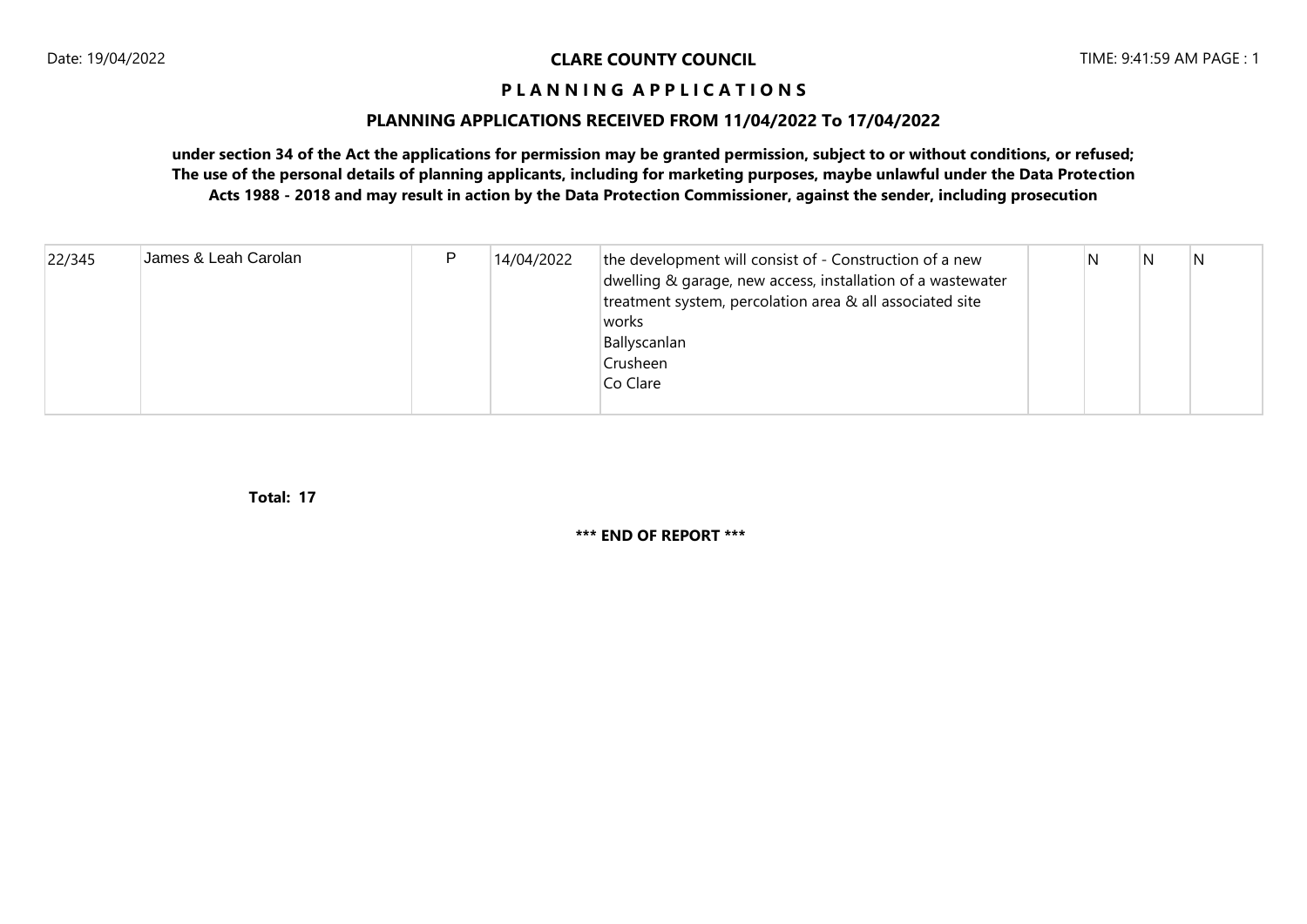# CLARE COUNTY COUNCIL

## P L A N N I N G A P P L I C A T I O N S

### PLANNING APPLICATIONS RECEIVED FROM 11/04/2022 To 17/04/2022

**under section 34 of the Act the applications for permission may be granted permission, subject to or without conditions, or refused; The use of the personal details of planning applicants, including for marketing purposes, maybe unlawful under the Data Protection Acts 1988 - 2018 and may result in action by the Data Protection Commissioner, against the sender, including prosecution**

| | | | | | | | | |
|---|---|---|---|---|---|---|---|---|
| 22/345 | James & Leah Carolan | P | 14/04/2022 | the development will consist of - Construction of a new dwelling & garage, new access, installation of a wastewater treatment system, percolation area & all associated site works<br>Ballyscanlan<br>Crusheen<br>Co Clare | | N | N | N |

**Total: 17**

**\*\*\* END OF REPORT \*\*\***